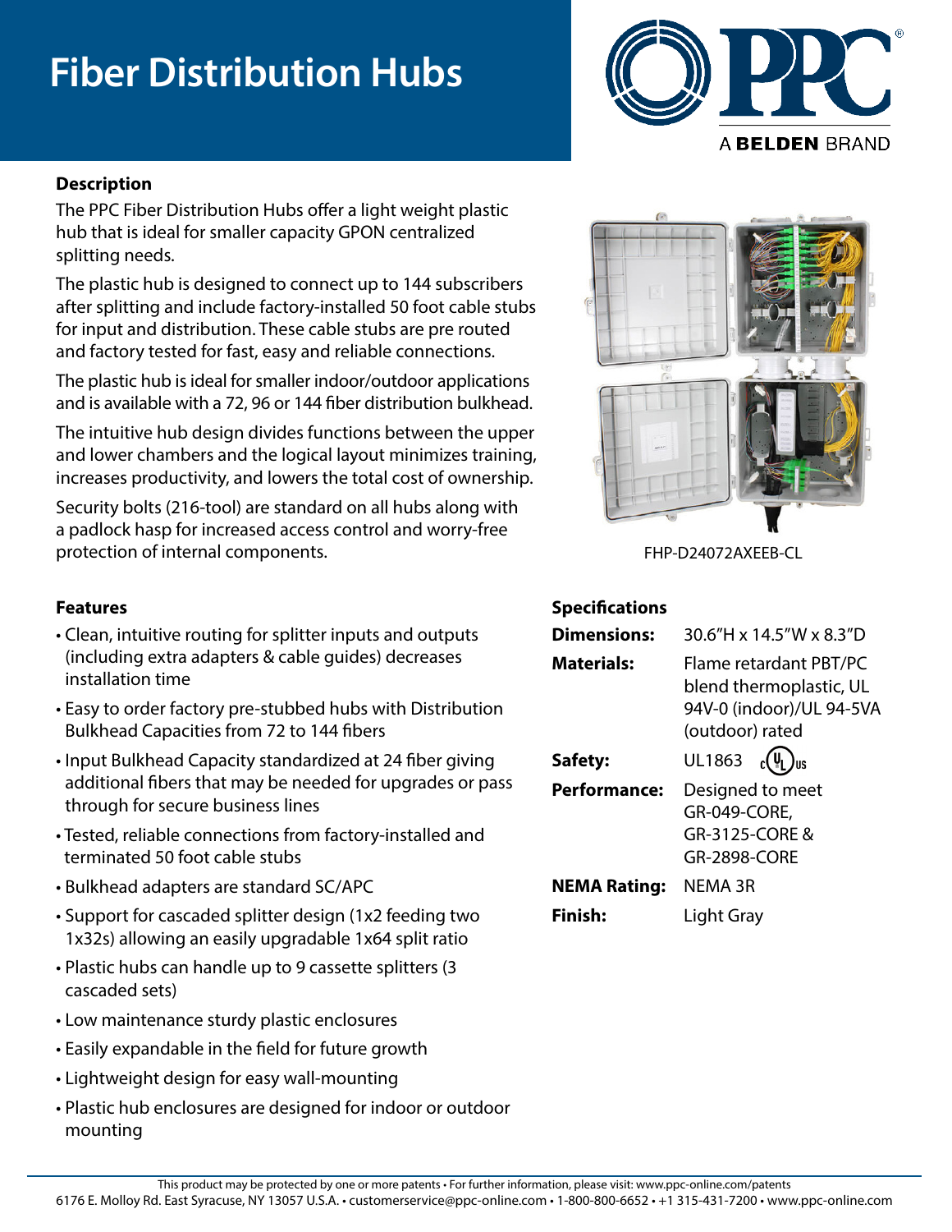# Fiber Distribution Hubs

## Description

The PPC Fiber Distribution Hubs offer a light weight plastic hub that is ideal for smaller capacity GPON centralized splitting needs.

The plastic hub is designed to connect up to 144 subscribers after splitting and include factory-installed 50 foot cable stubs for input and distribution. These cable stubs are pre routed and factory tested for fast, easy and reliable connections.

The plastic hub is ideal for smaller indoor/outdoor applications and is available with a 72, 96 or 144 fiber distribution bulkhead.

The intuitive hub design divides functions between the upper and lower chambers and the logical layout minimizes training, increases productivity, and lowers the total cost of ownership.

Security bolts (216-tool) are standard on all hubs along with a padlock hasp for increased access control and worry-free protection of internal components.

FHP-D24072AXEEB-CL

## Features

- Clean, intuitive routing for splitter inputs and outputs (including extra adapters & cable guides) decreases installation time
- Easy to order factory pre-stubbed hubs with Distribution Bulkhead Capacities from 72 to 144 fibers
- Input Bulkhead Capacity standardized at 24 fiber giving additional fibers that may be needed for upgrades or pass through for secure business lines
- Tested, reliable connections from factory-installed and terminated 50 foot cable stubs
- Bulkhead adapters are standard SC/APC
- Support for cascaded splitter design (1x2 feeding two 1x32s) allowing an easily upgradable 1x64 split ratio
- Plastic hubs can handle up to 9 cassette splitters (3 cascaded sets)
- Low maintenance sturdy plastic enclosures
- Easily expandable in the field for future growth
- Lightweight design for easy wall-mounting
- Plastic hub enclosures are designed for indoor or outdoor mounting

## Specifications

| | |
|---|---|
| **Dimensions:** | 30.6"H x 14.5"W x 8.3"D |
| **Materials:** | Flame retardant PBT/PC blend thermoplastic, UL 94V-0 (indoor)/UL 94-5VA (outdoor) rated |
| **Safety:** | UL1863 cULus |
| **Performance:** | Designed to meet GR-049-CORE, GR-3125-CORE & GR-2898-CORE |
| **NEMA Rating:** | NEMA 3R |
| **Finish:** | Light Gray |

This product may be protected by one or more patents • For further information, please visit: www.ppc-online.com/patents

6176 E. Molloy Rd. East Syracuse, NY 13057 U.S.A. • customerservice@ppc-online.com • 1-800-800-6652 • +1 315-431-7200 • www.ppc-online.com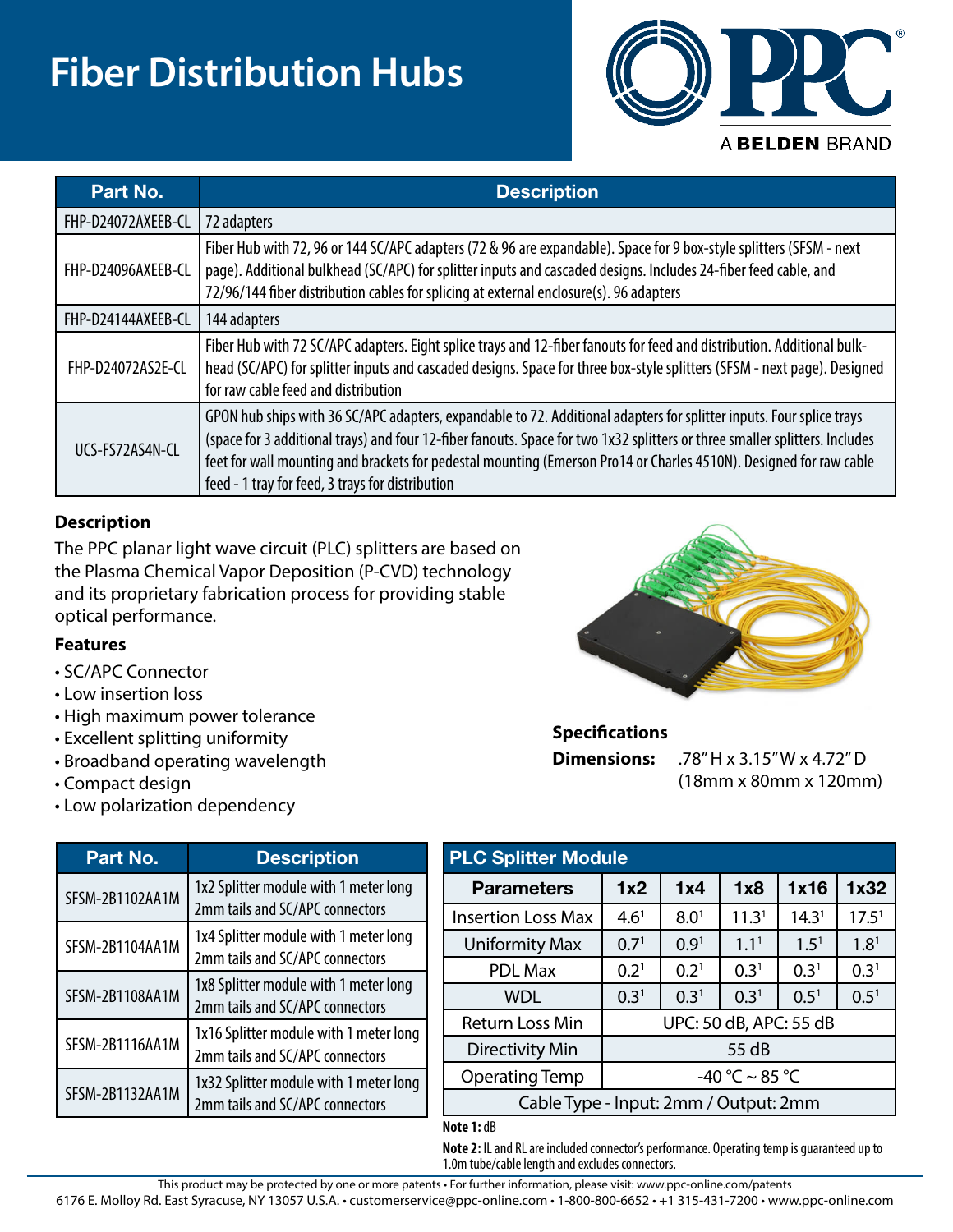# Fiber Distribution Hubs

| Part No. | Description |
|---|---|
| FHP-D24072AXEEB-CL | 72 adapters |
| FHP-D24096AXEEB-CL | Fiber Hub with 72, 96 or 144 SC/APC adapters (72 & 96 are expandable). Space for 9 box-style splitters (SFSM - next page). Additional bulkhead (SC/APC) for splitter inputs and cascaded designs. Includes 24-fiber feed cable, and 72/96/144 fiber distribution cables for splicing at external enclosure(s). 96 adapters |
| FHP-D24144AXEEB-CL | 144 adapters |
| FHP-D24072AS2E-CL | Fiber Hub with 72 SC/APC adapters. Eight splice trays and 12-fiber fanouts for feed and distribution. Additional bulk-head (SC/APC) for splitter inputs and cascaded designs. Space for three box-style splitters (SFSM - next page). Designed for raw cable feed and distribution |
| UCS-FS72AS4N-CL | GPON hub ships with 36 SC/APC adapters, expandable to 72. Additional adapters for splitter inputs. Four splice trays (space for 3 additional trays) and four 12-fiber fanouts. Space for two 1x32 splitters or three smaller splitters. Includes feet for wall mounting and brackets for pedestal mounting (Emerson Pro14 or Charles 4510N). Designed for raw cable feed - 1 tray for feed, 3 trays for distribution |

### Description

The PPC planar light wave circuit (PLC) splitters are based on the Plasma Chemical Vapor Deposition (P-CVD) technology and its proprietary fabrication process for providing stable optical performance.

### Features

- SC/APC Connector
- Low insertion loss
- High maximum power tolerance
- Excellent splitting uniformity
- Broadband operating wavelength
- Compact design
- Low polarization dependency

### Specifications

**Dimensions:** .78" H x 3.15" W x 4.72" D (18mm x 80mm x 120mm)

| Part No. | Description |
|---|---|
| SFSM-2B1102AA1M | 1x2 Splitter module with 1 meter long 2mm tails and SC/APC connectors |
| SFSM-2B1104AA1M | 1x4 Splitter module with 1 meter long 2mm tails and SC/APC connectors |
| SFSM-2B1108AA1M | 1x8 Splitter module with 1 meter long 2mm tails and SC/APC connectors |
| SFSM-2B1116AA1M | 1x16 Splitter module with 1 meter long 2mm tails and SC/APC connectors |
| SFSM-2B1132AA1M | 1x32 Splitter module with 1 meter long 2mm tails and SC/APC connectors |

**PLC Splitter Module**

| Parameters | 1x2 | 1x4 | 1x8 | 1x16 | 1x32 |
|---|---|---|---|---|---|
| Insertion Loss Max | 4.6[1] | 8.0[1] | 11.3[1] | 14.3[1] | 17.5[1] |
| Uniformity Max | 0.7[1] | 0.9[1] | 1.1[1] | 1.5[1] | 1.8[1] |
| PDL Max | 0.2[1] | 0.2[1] | 0.3[1] | 0.3[1] | 0.3[1] |
| WDL | 0.3[1] | 0.3[1] | 0.3[1] | 0.5[1] | 0.5[1] |
| Return Loss Min | UPC: 50 dB, APC: 55 dB | | | | |
| Directivity Min | 55 dB | | | | |
| Operating Temp | -40 °C ~ 85 °C | | | | |
| Cable Type - Input: 2mm / Output: 2mm | | | | | |

**Note 1:** dB

**Note 2:** IL and RL are included connector's performance. Operating temp is guaranteed up to 1.0m tube/cable length and excludes connectors.

This product may be protected by one or more patents • For further information, please visit: www.ppc-online.com/patents

6176 E. Molloy Rd. East Syracuse, NY 13057 U.S.A. • customerservice@ppc-online.com • 1-800-800-6652 • +1 315-431-7200 • www.ppc-online.com